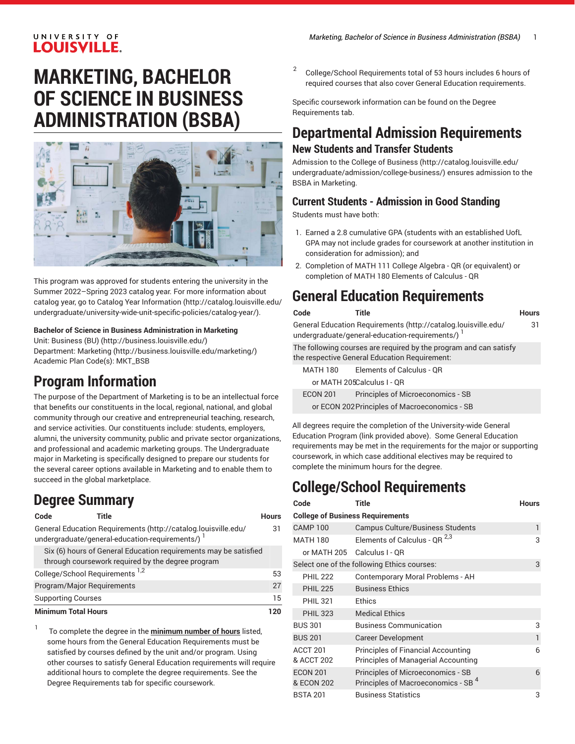# MARKETING, BACHELOR OF SCIENCE IN BUSINESS ADMINISTRATION (BSBA)

This program was approved for students entering the university in the Summer 2022–Spring 2023 catalog year. For more information about catalog year, go to Catalog Year Information (http://catalog.louisville.edu/undergraduate/university-wide-unit-specific-policies/catalog-year/).

**Bachelor of Science in Business Administration in Marketing**
Unit: Business (BU) (http://business.louisville.edu/)
Department: Marketing (http://business.louisville.edu/marketing/)
Academic Plan Code(s): MKT_BSB

## Program Information

The purpose of the Department of Marketing is to be an intellectual force that benefits our constituents in the local, regional, national, and global community through our creative and entrepreneurial teaching, research, and service activities. Our constituents include: students, employers, alumni, the university community, public and private sector organizations, and professional and academic marketing groups. The Undergraduate major in Marketing is specifically designed to prepare our students for the several career options available in Marketing and to enable them to succeed in the global marketplace.

## Degree Summary

| Code | Title | Hours |
|---|---|---|
| General Education Requirements (http://catalog.louisville.edu/undergraduate/general-education-requirements/) [1] | | 31 |
| Six (6) hours of General Education requirements may be satisfied through coursework required by the degree program | | |
| College/School Requirements [1,2] | | 53 |
| Program/Major Requirements | | 27 |
| Supporting Courses | | 15 |
| **Minimum Total Hours** | | **120** |

1 To complete the degree in the **minimum number of hours** listed, some hours from the General Education Requirements must be satisfied by courses defined by the unit and/or program. Using other courses to satisfy General Education requirements will require additional hours to complete the degree requirements. See the Degree Requirements tab for specific coursework.

2 College/School Requirements total of 53 hours includes 6 hours of required courses that also cover General Education requirements.

Specific coursework information can be found on the Degree Requirements tab.

## Departmental Admission Requirements

### New Students and Transfer Students

Admission to the College of Business (http://catalog.louisville.edu/undergraduate/admission/college-business/) ensures admission to the BSBA in Marketing.

### Current Students - Admission in Good Standing

Students must have both:

1. Earned a 2.8 cumulative GPA (students with an established UofL GPA may not include grades for coursework at another institution in consideration for admission); and
2. Completion of MATH 111 College Algebra - QR (or equivalent) or completion of MATH 180 Elements of Calculus - QR

## General Education Requirements

| Code | Title | Hours |
|---|---|---|
| General Education Requirements (http://catalog.louisville.edu/undergraduate/general-education-requirements/) [1] | | 31 |
| The following courses are required by the program and can satisfy the respective General Education Requirement: | | |
| MATH 180 | Elements of Calculus - QR | |
| or MATH 205 | Calculus I - QR | |
| ECON 201 | Principles of Microeconomics - SB | |
| or ECON 202 | Principles of Macroeconomics - SB | |

All degrees require the completion of the University-wide General Education Program (link provided above). Some General Education requirements may be met in the requirements for the major or supporting coursework, in which case additional electives may be required to complete the minimum hours for the degree.

## College/School Requirements

| Code | Title | Hours |
|---|---|---|
| **College of Business Requirements** | | |
| CAMP 100 | Campus Culture/Business Students | 1 |
| MATH 180 | Elements of Calculus - QR [2,3] | 3 |
| or MATH 205 | Calculus I - QR | |
| Select one of the following Ethics courses: | | 3 |
| PHIL 222 | Contemporary Moral Problems - AH | |
| PHIL 225 | Business Ethics | |
| PHIL 321 | Ethics | |
| PHIL 323 | Medical Ethics | |
| BUS 301 | Business Communication | 3 |
| BUS 201 | Career Development | 1 |
| ACCT 201 & ACCT 202 | Principles of Financial Accounting and Principles of Managerial Accounting | 6 |
| ECON 201 & ECON 202 | Principles of Microeconomics - SB and Principles of Macroeconomics - SB [4] | 6 |
| BSTA 201 | Business Statistics | 3 |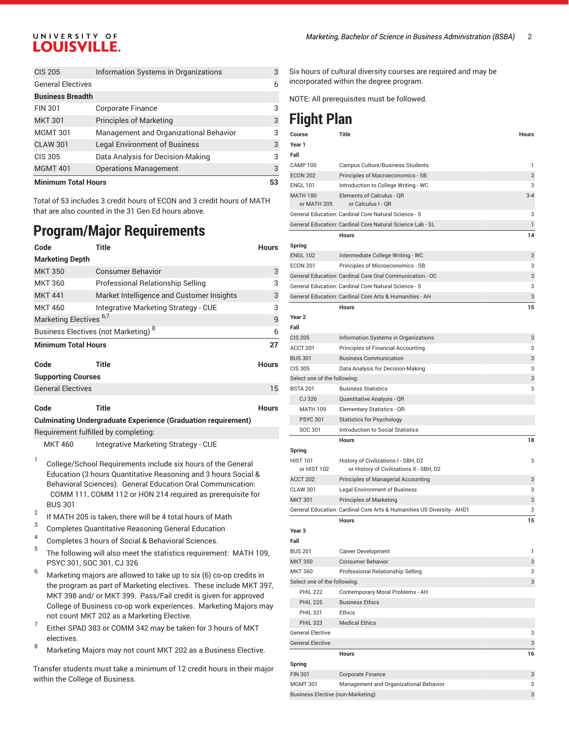| | | |
|---|---|---|
| CIS 205 | Information Systems in Organizations | 3 |
| General Electives | | 6 |
| **Business Breadth** | | |
| FIN 301 | Corporate Finance | 3 |
| MKT 301 | Principles of Marketing | 3 |
| MGMT 301 | Management and Organizational Behavior | 3 |
| CLAW 301 | Legal Environment of Business | 3 |
| CIS 305 | Data Analysis for Decision-Making | 3 |
| MGMT 401 | Operations Management | 3 |
| **Minimum Total Hours** | | **53** |

Total of 53 includes 3 credit hours of ECON and 3 credit hours of MATH that are also counted in the 31 Gen Ed hours above.

## Program/Major Requirements

| Code | Title | Hours |
|---|---|---|
| **Marketing Depth** | | |
| MKT 350 | Consumer Behavior | 3 |
| MKT 360 | Professional Relationship Selling | 3 |
| MKT 441 | Market Intelligence and Customer Insights | 3 |
| MKT 460 | Integrative Marketing Strategy - CUE | 3 |
| Marketing Electives [6,7] | | 9 |
| Business Electives (not Marketing) [8] | | 6 |
| **Minimum Total Hours** | | **27** |

| Code | Title | Hours |
|---|---|---|
| **Supporting Courses** | | |
| General Electives | | 15 |

| Code | Title | Hours |
|---|---|---|
| **Culminating Undergraduate Experience (Graduation requirement)** | | |
| Requirement fulfilled by completing: | | |
| MKT 460 | Integrative Marketing Strategy - CUE | |

1. College/School Requirements include six hours of the General Education (3 hours Quantitative Reasoning and 3 hours Social & Behavioral Sciences). General Education Oral Communication: COMM 111, COMM 112 or HON 214 required as prerequisite for BUS 301
2. If MATH 205 is taken, there will be 4 total hours of Math
3. Completes Quantitative Reasoning General Education
4. Completes 3 hours of Social & Behavioral Sciences.
5. The following will also meet the statistics requirement: MATH 109, PSYC 301, SOC 301, CJ 326
6. Marketing majors are allowed to take up to six (6) co-op credits in the program as part of Marketing electives. These include MKT 397, MKT 398 and/ or MKT 399. Pass/Fail credit is given for approved College of Business co-op work experiences. Marketing Majors may not count MKT 202 as a Marketing Elective.
7. Either SPAD 383 or COMM 342 may be taken for 3 hours of MKT electives.
8. Marketing Majors may not count MKT 202 as a Business Elective.

Transfer students must take a minimum of 12 credit hours in their major within the College of Business.

Six hours of cultural diversity courses are required and may be incorporated within the degree program.

NOTE: All prerequisites must be followed.

## Flight Plan

| Course | Title | Hours |
|---|---|---|
| **Year 1** | | |
| **Fall** | | |
| CAMP 100 | Campus Culture/Business Students | 1 |
| ECON 202 | Principles of Macroeconomics - SB | 3 |
| ENGL 101 | Introduction to College Writing - WC | 3 |
| MATH 180 or MATH 205 | Elements of Calculus - QR or Calculus I - QR | 3-4 |
| General Education: Cardinal Core Natural Science - S | | 3 |
| General Education: Cardinal Core Natural Science Lab - SL | | 1 |
| | **Hours** | **14** |
| **Spring** | | |
| ENGL 102 | Intermediate College Writing - WC | 3 |
| ECON 201 | Principles of Microeconomics - SB | 3 |
| General Education: Cardinal Core Oral Communication - OC | | 3 |
| General Education: Cardinal Core Natural Science - S | | 3 |
| General Education: Cardinal Core Arts & Humanities - AH | | 3 |
| | **Hours** | **15** |
| **Year 2** | | |
| **Fall** | | |
| CIS 205 | Information Systems in Organizations | 3 |
| ACCT 201 | Principles of Financial Accounting | 3 |
| BUS 301 | Business Communication | 3 |
| CIS 305 | Data Analysis for Decision-Making | 3 |
| Select one of the following: | | 3 |
| BSTA 201 | Business Statistics | 3 |
| CJ 326 | Quantitative Analysis - QR | |
| MATH 109 | Elementary Statistics - QR | |
| PSYC 301 | Statistics for Psychology | |
| SOC 301 | Introduction to Social Statistics | |
| | **Hours** | **18** |
| **Spring** | | |
| HIST 101 or HIST 102 | History of Civilizations I - SBH, D2 or History of Civilizations II - SBH, D2 | 3 |
| ACCT 202 | Principles of Managerial Accounting | 3 |
| CLAW 301 | Legal Environment of Business | 3 |
| MKT 301 | Principles of Marketing | 3 |
| General Education: Cardinal Core Arts & Humanities US Diversity - AHD1 | | 3 |
| | **Hours** | **15** |
| **Year 3** | | |
| **Fall** | | |
| BUS 201 | Career Development | 1 |
| MKT 350 | Consumer Behavior | 3 |
| MKT 360 | Professional Relationship Selling | 3 |
| Select one of the following: | | 3 |
| PHIL 222 | Contemporary Moral Problems - AH | |
| PHIL 225 | Business Ethics | |
| PHIL 321 | Ethics | |
| PHIL 323 | Medical Ethics | |
| General Elective | | 3 |
| General Elective | | 3 |
| | **Hours** | **16** |
| **Spring** | | |
| FIN 301 | Corporate Finance | 3 |
| MGMT 301 | Management and Organizational Behavior | 3 |
| Business Elective (non-Marketing) | | 3 |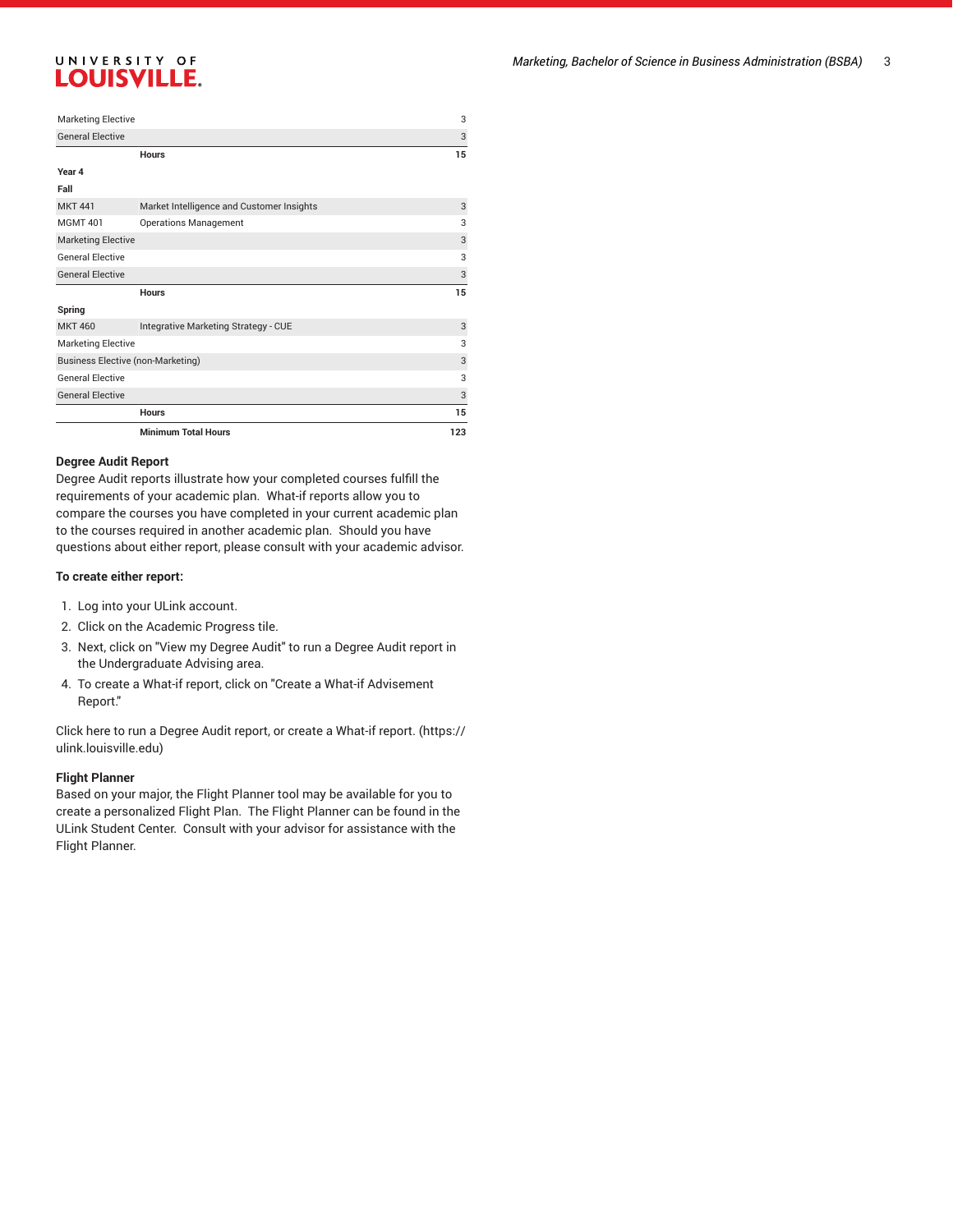| | | |
|---|---|---|
| Marketing Elective | | 3 |
| General Elective | | 3 |
| | **Hours** | **15** |
| **Year 4** | | |
| **Fall** | | |
| MKT 441 | Market Intelligence and Customer Insights | 3 |
| MGMT 401 | Operations Management | 3 |
| Marketing Elective | | 3 |
| General Elective | | 3 |
| General Elective | | 3 |
| | **Hours** | **15** |
| **Spring** | | |
| MKT 460 | Integrative Marketing Strategy - CUE | 3 |
| Marketing Elective | | 3 |
| Business Elective (non-Marketing) | | 3 |
| General Elective | | 3 |
| General Elective | | 3 |
| | **Hours** | **15** |
| | **Minimum Total Hours** | **123** |

### Degree Audit Report

Degree Audit reports illustrate how your completed courses fulfill the requirements of your academic plan. What-if reports allow you to compare the courses you have completed in your current academic plan to the courses required in another academic plan. Should you have questions about either report, please consult with your academic advisor.

**To create either report:**

1. Log into your ULink account.
2. Click on the Academic Progress tile.
3. Next, click on "View my Degree Audit" to run a Degree Audit report in the Undergraduate Advising area.
4. To create a What-if report, click on "Create a What-if Advisement Report."

Click here to run a Degree Audit report, or create a What-if report. (https://ulink.louisville.edu)

### Flight Planner

Based on your major, the Flight Planner tool may be available for you to create a personalized Flight Plan. The Flight Planner can be found in the ULink Student Center. Consult with your advisor for assistance with the Flight Planner.